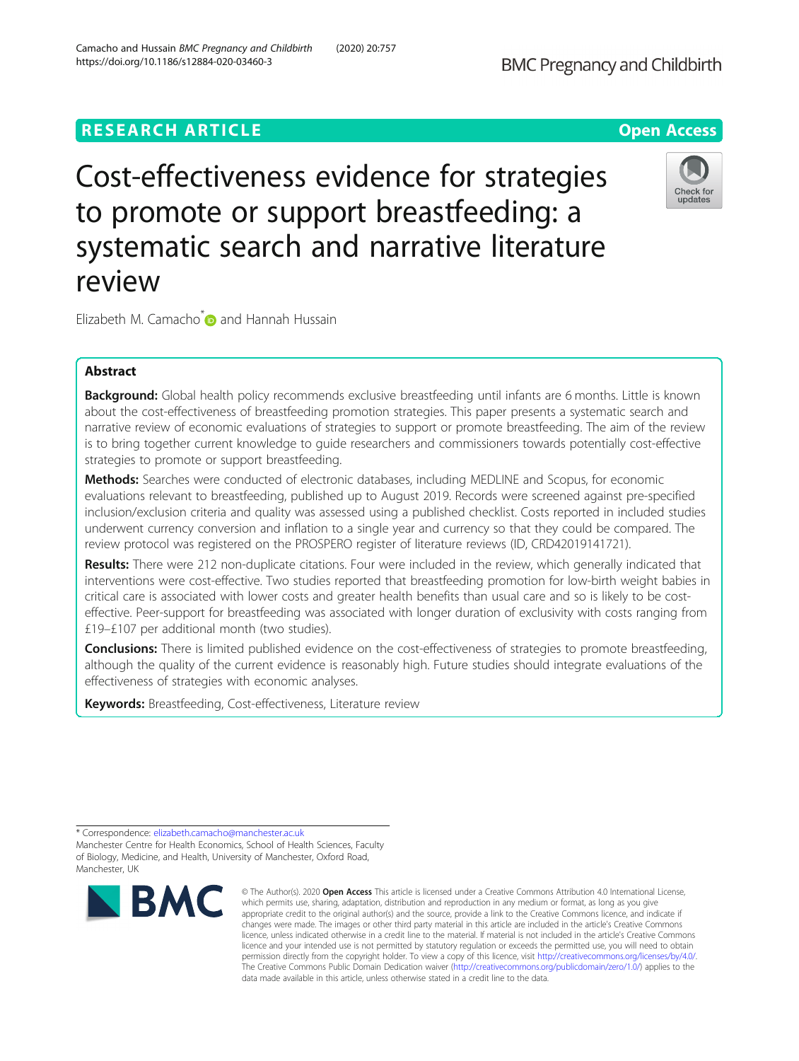RESEARCH ARTICLE

Open Access

# Cost-effectiveness evidence for strategies to promote or support breastfeeding: a systematic search and narrative literature review

Elizabeth M. Camacho* and Hannah Hussain

## Abstract

**Background:** Global health policy recommends exclusive breastfeeding until infants are 6 months. Little is known about the cost-effectiveness of breastfeeding promotion strategies. This paper presents a systematic search and narrative review of economic evaluations of strategies to support or promote breastfeeding. The aim of the review is to bring together current knowledge to guide researchers and commissioners towards potentially cost-effective strategies to promote or support breastfeeding.

**Methods:** Searches were conducted of electronic databases, including MEDLINE and Scopus, for economic evaluations relevant to breastfeeding, published up to August 2019. Records were screened against pre-specified inclusion/exclusion criteria and quality was assessed using a published checklist. Costs reported in included studies underwent currency conversion and inflation to a single year and currency so that they could be compared. The review protocol was registered on the PROSPERO register of literature reviews (ID, CRD42019141721).

**Results:** There were 212 non-duplicate citations. Four were included in the review, which generally indicated that interventions were cost-effective. Two studies reported that breastfeeding promotion for low-birth weight babies in critical care is associated with lower costs and greater health benefits than usual care and so is likely to be cost-effective. Peer-support for breastfeeding was associated with longer duration of exclusivity with costs ranging from £19–£107 per additional month (two studies).

**Conclusions:** There is limited published evidence on the cost-effectiveness of strategies to promote breastfeeding, although the quality of the current evidence is reasonably high. Future studies should integrate evaluations of the effectiveness of strategies with economic analyses.

**Keywords:** Breastfeeding, Cost-effectiveness, Literature review

* Correspondence: elizabeth.camacho@manchester.ac.uk
Manchester Centre for Health Economics, School of Health Sciences, Faculty of Biology, Medicine, and Health, University of Manchester, Oxford Road, Manchester, UK

© The Author(s). 2020 **Open Access** This article is licensed under a Creative Commons Attribution 4.0 International License, which permits use, sharing, adaptation, distribution and reproduction in any medium or format, as long as you give appropriate credit to the original author(s) and the source, provide a link to the Creative Commons licence, and indicate if changes were made. The images or other third party material in this article are included in the article's Creative Commons licence, unless indicated otherwise in a credit line to the material. If material is not included in the article's Creative Commons licence and your intended use is not permitted by statutory regulation or exceeds the permitted use, you will need to obtain permission directly from the copyright holder. To view a copy of this licence, visit http://creativecommons.org/licenses/by/4.0/. The Creative Commons Public Domain Dedication waiver (http://creativecommons.org/publicdomain/zero/1.0/) applies to the data made available in this article, unless otherwise stated in a credit line to the data.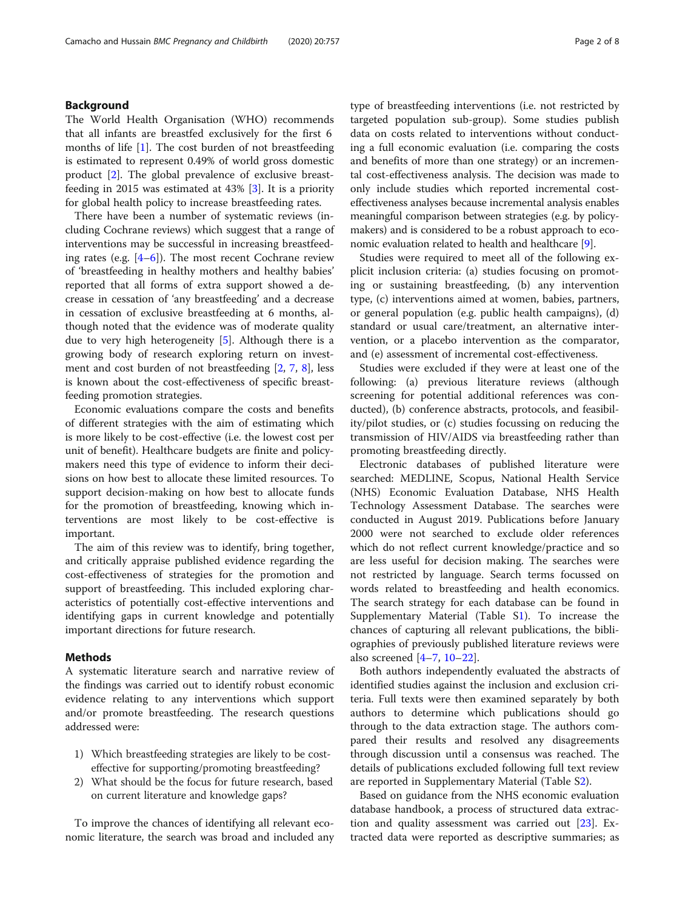## Background

The World Health Organisation (WHO) recommends that all infants are breastfed exclusively for the first 6 months of life [1]. The cost burden of not breastfeeding is estimated to represent 0.49% of world gross domestic product [2]. The global prevalence of exclusive breastfeeding in 2015 was estimated at 43% [3]. It is a priority for global health policy to increase breastfeeding rates.

There have been a number of systematic reviews (including Cochrane reviews) which suggest that a range of interventions may be successful in increasing breastfeeding rates (e.g. [4–6]). The most recent Cochrane review of 'breastfeeding in healthy mothers and healthy babies' reported that all forms of extra support showed a decrease in cessation of 'any breastfeeding' and a decrease in cessation of exclusive breastfeeding at 6 months, although noted that the evidence was of moderate quality due to very high heterogeneity [5]. Although there is a growing body of research exploring return on investment and cost burden of not breastfeeding [2, 7, 8], less is known about the cost-effectiveness of specific breastfeeding promotion strategies.

Economic evaluations compare the costs and benefits of different strategies with the aim of estimating which is more likely to be cost-effective (i.e. the lowest cost per unit of benefit). Healthcare budgets are finite and policymakers need this type of evidence to inform their decisions on how best to allocate these limited resources. To support decision-making on how best to allocate funds for the promotion of breastfeeding, knowing which interventions are most likely to be cost-effective is important.

The aim of this review was to identify, bring together, and critically appraise published evidence regarding the cost-effectiveness of strategies for the promotion and support of breastfeeding. This included exploring characteristics of potentially cost-effective interventions and identifying gaps in current knowledge and potentially important directions for future research.

## Methods

A systematic literature search and narrative review of the findings was carried out to identify robust economic evidence relating to any interventions which support and/or promote breastfeeding. The research questions addressed were:

1) Which breastfeeding strategies are likely to be cost-effective for supporting/promoting breastfeeding?
2) What should be the focus for future research, based on current literature and knowledge gaps?

To improve the chances of identifying all relevant economic literature, the search was broad and included any type of breastfeeding interventions (i.e. not restricted by targeted population sub-group). Some studies publish data on costs related to interventions without conducting a full economic evaluation (i.e. comparing the costs and benefits of more than one strategy) or an incremental cost-effectiveness analysis. The decision was made to only include studies which reported incremental cost-effectiveness analyses because incremental analysis enables meaningful comparison between strategies (e.g. by policymakers) and is considered to be a robust approach to economic evaluation related to health and healthcare [9].

Studies were required to meet all of the following explicit inclusion criteria: (a) studies focusing on promoting or sustaining breastfeeding, (b) any intervention type, (c) interventions aimed at women, babies, partners, or general population (e.g. public health campaigns), (d) standard or usual care/treatment, an alternative intervention, or a placebo intervention as the comparator, and (e) assessment of incremental cost-effectiveness.

Studies were excluded if they were at least one of the following: (a) previous literature reviews (although screening for potential additional references was conducted), (b) conference abstracts, protocols, and feasibility/pilot studies, or (c) studies focussing on reducing the transmission of HIV/AIDS via breastfeeding rather than promoting breastfeeding directly.

Electronic databases of published literature were searched: MEDLINE, Scopus, National Health Service (NHS) Economic Evaluation Database, NHS Health Technology Assessment Database. The searches were conducted in August 2019. Publications before January 2000 were not searched to exclude older references which do not reflect current knowledge/practice and so are less useful for decision making. The searches were not restricted by language. Search terms focussed on words related to breastfeeding and health economics. The search strategy for each database can be found in Supplementary Material (Table S1). To increase the chances of capturing all relevant publications, the bibliographies of previously published literature reviews were also screened [4–7, 10–22].

Both authors independently evaluated the abstracts of identified studies against the inclusion and exclusion criteria. Full texts were then examined separately by both authors to determine which publications should go through to the data extraction stage. The authors compared their results and resolved any disagreements through discussion until a consensus was reached. The details of publications excluded following full text review are reported in Supplementary Material (Table S2).

Based on guidance from the NHS economic evaluation database handbook, a process of structured data extraction and quality assessment was carried out [23]. Extracted data were reported as descriptive summaries; as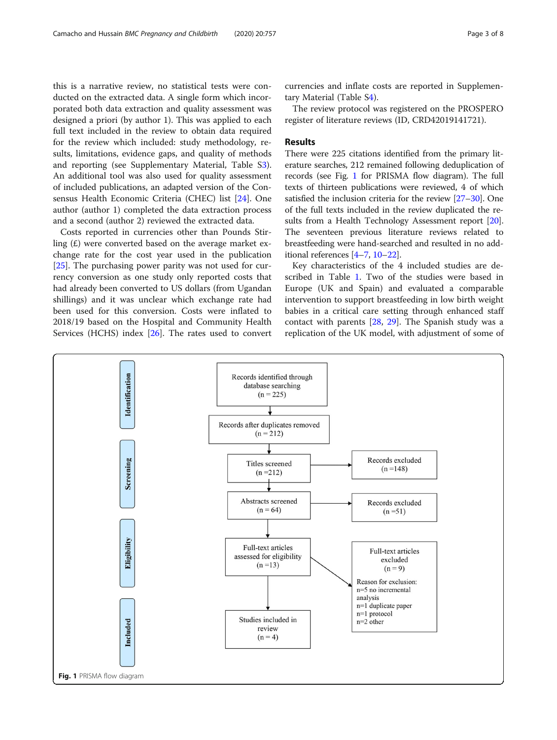this is a narrative review, no statistical tests were conducted on the extracted data. A single form which incorporated both data extraction and quality assessment was designed a priori (by author 1). This was applied to each full text included in the review to obtain data required for the review which included: study methodology, results, limitations, evidence gaps, and quality of methods and reporting (see Supplementary Material, Table S3). An additional tool was also used for quality assessment of included publications, an adapted version of the Consensus Health Economic Criteria (CHEC) list [24]. One author (author 1) completed the data extraction process and a second (author 2) reviewed the extracted data.

Costs reported in currencies other than Pounds Stirling (£) were converted based on the average market exchange rate for the cost year used in the publication [25]. The purchasing power parity was not used for currency conversion as one study only reported costs that had already been converted to US dollars (from Ugandan shillings) and it was unclear which exchange rate had been used for this conversion. Costs were inflated to 2018/19 based on the Hospital and Community Health Services (HCHS) index [26]. The rates used to convert currencies and inflate costs are reported in Supplementary Material (Table S4).

The review protocol was registered on the PROSPERO register of literature reviews (ID, CRD42019141721).

## Results

There were 225 citations identified from the primary literature searches, 212 remained following deduplication of records (see Fig. 1 for PRISMA flow diagram). The full texts of thirteen publications were reviewed, 4 of which satisfied the inclusion criteria for the review [27–30]. One of the full texts included in the review duplicated the results from a Health Technology Assessment report [20]. The seventeen previous literature reviews related to breastfeeding were hand-searched and resulted in no additional references [4–7, 10–22].

Key characteristics of the 4 included studies are described in Table 1. Two of the studies were based in Europe (UK and Spain) and evaluated a comparable intervention to support breastfeeding in low birth weight babies in a critical care setting through enhanced staff contact with parents [28, 29]. The Spanish study was a replication of the UK model, with adjustment of some of

**Identification**

Records identified through database searching (n = 225)

↓

Records after duplicates removed (n = 212)

**Screening**

Titles screened (n =212) → Records excluded (n =148)

↓

Abstracts screened (n = 64) → Records excluded (n =51)

**Eligibility**

Full-text articles assessed for eligibility (n =13) → Full-text articles excluded (n = 9)

Reason for exclusion:
n=5 no incremental analysis
n=1 duplicate paper
n=1 protocol
n=2 other

**Included**

Studies included in review (n = 4)

**Fig. 1** PRISMA flow diagram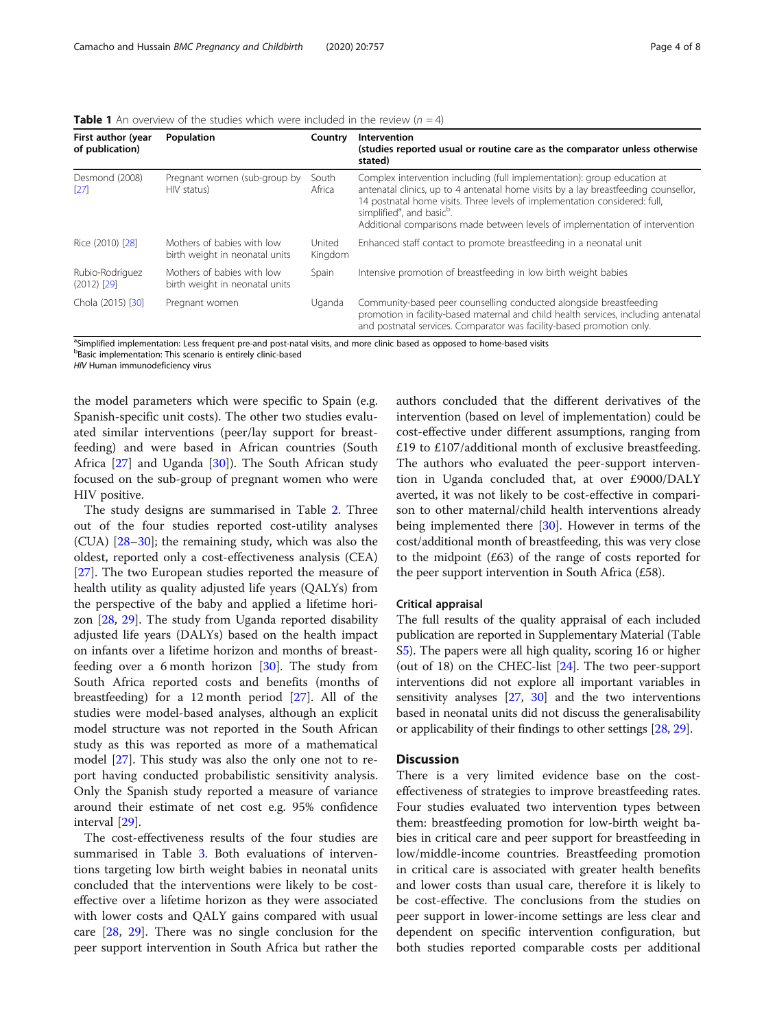**Table 1** An overview of the studies which were included in the review ($n = 4$)

| First author (year of publication) | Population | Country | Intervention (studies reported usual or routine care as the comparator unless otherwise stated) |
|---|---|---|---|
| Desmond (2008) [27] | Pregnant women (sub-group by HIV status) | South Africa | Complex intervention including (full implementation): group education at antenatal clinics, up to 4 antenatal home visits by a lay breastfeeding counsellor, 14 postnatal home visits. Three levels of implementation considered: full, simplified[a], and basic[b]. Additional comparisons made between levels of implementation of intervention |
| Rice (2010) [28] | Mothers of babies with low birth weight in neonatal units | United Kingdom | Enhanced staff contact to promote breastfeeding in a neonatal unit |
| Rubio-Rodríguez (2012) [29] | Mothers of babies with low birth weight in neonatal units | Spain | Intensive promotion of breastfeeding in low birth weight babies |
| Chola (2015) [30] | Pregnant women | Uganda | Community-based peer counselling conducted alongside breastfeeding promotion in facility-based maternal and child health services, including antenatal and postnatal services. Comparator was facility-based promotion only. |

[a]Simplified implementation: Less frequent pre-and post-natal visits, and more clinic based as opposed to home-based visits
[b]Basic implementation: This scenario is entirely clinic-based
*HIV* Human immunodeficiency virus

the model parameters which were specific to Spain (e.g. Spanish-specific unit costs). The other two studies evaluated similar interventions (peer/lay support for breastfeeding) and were based in African countries (South Africa [27] and Uganda [30]). The South African study focused on the sub-group of pregnant women who were HIV positive.

The study designs are summarised in Table 2. Three out of the four studies reported cost-utility analyses (CUA) [28–30]; the remaining study, which was also the oldest, reported only a cost-effectiveness analysis (CEA) [27]. The two European studies reported the measure of health utility as quality adjusted life years (QALYs) from the perspective of the baby and applied a lifetime horizon [28, 29]. The study from Uganda reported disability adjusted life years (DALYs) based on the health impact on infants over a lifetime horizon and months of breastfeeding over a 6 month horizon [30]. The study from South Africa reported costs and benefits (months of breastfeeding) for a 12 month period [27]. All of the studies were model-based analyses, although an explicit model structure was not reported in the South African study as this was reported as more of a mathematical model [27]. This study was also the only one not to report having conducted probabilistic sensitivity analysis. Only the Spanish study reported a measure of variance around their estimate of net cost e.g. 95% confidence interval [29].

The cost-effectiveness results of the four studies are summarised in Table 3. Both evaluations of interventions targeting low birth weight babies in neonatal units concluded that the interventions were likely to be cost-effective over a lifetime horizon as they were associated with lower costs and QALY gains compared with usual care [28, 29]. There was no single conclusion for the peer support intervention in South Africa but rather the authors concluded that the different derivatives of the intervention (based on level of implementation) could be cost-effective under different assumptions, ranging from £19 to £107/additional month of exclusive breastfeeding. The authors who evaluated the peer-support intervention in Uganda concluded that, at over £9000/DALY averted, it was not likely to be cost-effective in comparison to other maternal/child health interventions already being implemented there [30]. However in terms of the cost/additional month of breastfeeding, this was very close to the midpoint (£63) of the range of costs reported for the peer support intervention in South Africa (£58).

### Critical appraisal

The full results of the quality appraisal of each included publication are reported in Supplementary Material (Table S5). The papers were all high quality, scoring 16 or higher (out of 18) on the CHEC-list [24]. The two peer-support interventions did not explore all important variables in sensitivity analyses [27, 30] and the two interventions based in neonatal units did not discuss the generalisability or applicability of their findings to other settings [28, 29].

## Discussion

There is a very limited evidence base on the cost-effectiveness of strategies to improve breastfeeding rates. Four studies evaluated two intervention types between them: breastfeeding promotion for low-birth weight babies in critical care and peer support for breastfeeding in low/middle-income countries. Breastfeeding promotion in critical care is associated with greater health benefits and lower costs than usual care, therefore it is likely to be cost-effective. The conclusions from the studies on peer support in lower-income settings are less clear and dependent on specific intervention configuration, but both studies reported comparable costs per additional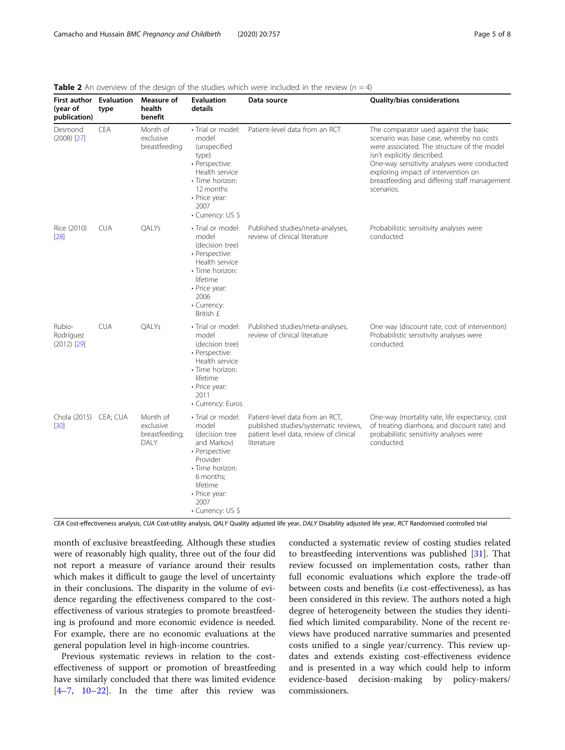**Table 2** An overview of the design of the studies which were included in the review (*n* = 4)

| First author (year of publication) | Evaluation type | Measure of health benefit | Evaluation details | Data source | Quality/bias considerations |
|---|---|---|---|---|---|
| Desmond (2008) [27] | CEA | Month of exclusive breastfeeding | • Trial or model: model (unspecified type) • Perspective: Health service • Time horizon: 12 months • Price year: 2007 • Currency: US $ | Patient-level data from an RCT | The comparator used against the basic scenario was base case, whereby no costs were associated. The structure of the model isn't explicitly described. One-way sensitivity analyses were conducted exploring impact of intervention on breastfeeding and differing staff management scenarios. |
| Rice (2010) [28] | CUA | QALYs | • Trial or model: model (decision tree) • Perspective: Health service • Time horizon: lifetime • Price year: 2006 • Currency: British £ | Published studies/meta-analyses, review of clinical literature | Probabilistic sensitivity analyses were conducted. |
| Rubio-Rodríguez (2012) [29] | CUA | QALYs | • Trial or model: model (decision tree) • Perspective: Health service • Time horizon: lifetime • Price year: 2011 • Currency: Euros | Published studies/meta-analyses, review of clinical literature | One way (discount rate, cost of intervention) Probabilistic sensitivity analyses were conducted. |
| Chola (2015) [30] | CEA; CUA | Month of exclusive breastfeeding; DALY | • Trial or model: model (decision tree and Markov) • Perspective: Provider • Time horizon: 6 months; lifetime • Price year: 2007 • Currency: US $ | Patient-level data from an RCT, published studies/systematic reviews, patient level data, review of clinical literature | One-way (mortality rate, life expectancy, cost of treating diarrhoea, and discount rate) and probabilistic sensitivity analyses were conducted. |

*CEA* Cost-effectiveness analysis, *CUA* Cost-utility analysis, *QALY* Quality adjusted life year, *DALY* Disability adjusted life year, *RCT* Randomised controlled trial

month of exclusive breastfeeding. Although these studies were of reasonably high quality, three out of the four did not report a measure of variance around their results which makes it difficult to gauge the level of uncertainty in their conclusions. The disparity in the volume of evidence regarding the effectiveness compared to the cost-effectiveness of various strategies to promote breastfeeding is profound and more economic evidence is needed. For example, there are no economic evaluations at the general population level in high-income countries.

Previous systematic reviews in relation to the cost-effectiveness of support or promotion of breastfeeding have similarly concluded that there was limited evidence [4–7, 10–22]. In the time after this review was conducted a systematic review of costing studies related to breastfeeding interventions was published [31]. That review focussed on implementation costs, rather than full economic evaluations which explore the trade-off between costs and benefits (i.e cost-effectiveness), as has been considered in this review. The authors noted a high degree of heterogeneity between the studies they identified which limited comparability. None of the recent reviews have produced narrative summaries and presented costs unified to a single year/currency. This review updates and extends existing cost-effectiveness evidence and is presented in a way which could help to inform evidence-based decision-making by policy-makers/commissioners.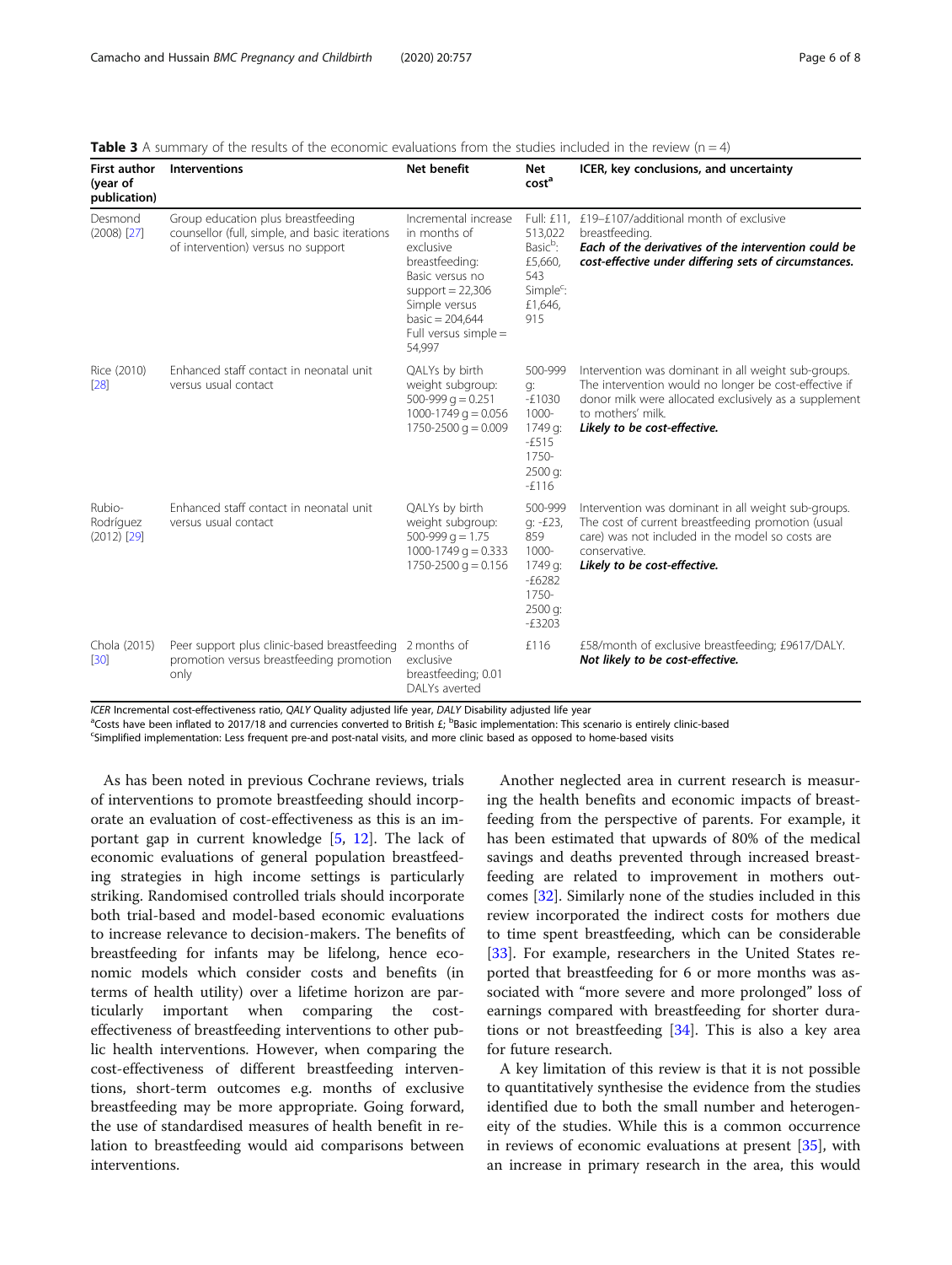**Table 3** A summary of the results of the economic evaluations from the studies included in the review (n = 4)

| First author (year of publication) | Interventions | Net benefit | Net cost[a] | ICER, key conclusions, and uncertainty |
|---|---|---|---|---|
| Desmond (2008) [27] | Group education plus breastfeeding counsellor (full, simple, and basic iterations of intervention) versus no support | Incremental increase in months of exclusive breastfeeding: Basic versus no support = 22,306 Simple versus basic = 204,644 Full versus simple = 54,997 | Full: £11, 513,022 Basic[b]: £5,660, 543 Simple[c]: £1,646, 915 | £19–£107/additional month of exclusive breastfeeding. ***Each of the derivatives of the intervention could be cost-effective under differing sets of circumstances.*** |
| Rice (2010) [28] | Enhanced staff contact in neonatal unit versus usual contact | QALYs by birth weight subgroup: 500-999 g = 0.251 1000-1749 g = 0.056 1750-2500 g = 0.009 | 500-999 g: -£1030 1000-1749 g: -£515 1750-2500 g: -£116 | Intervention was dominant in all weight sub-groups. The intervention would no longer be cost-effective if donor milk were allocated exclusively as a supplement to mothers' milk. ***Likely to be cost-effective.*** |
| Rubio-Rodríguez (2012) [29] | Enhanced staff contact in neonatal unit versus usual contact | QALYs by birth weight subgroup: 500-999 g = 1.75 1000-1749 g = 0.333 1750-2500 g = 0.156 | 500-999 g: -£23, 859 1000-1749 g: -£6282 1750-2500 g: -£3203 | Intervention was dominant in all weight sub-groups. The cost of current breastfeeding promotion (usual care) was not included in the model so costs are conservative. ***Likely to be cost-effective.*** |
| Chola (2015) [30] | Peer support plus clinic-based breastfeeding promotion versus breastfeeding promotion only | 2 months of exclusive breastfeeding; 0.01 DALYs averted | £116 | £58/month of exclusive breastfeeding; £9617/DALY. ***Not likely to be cost-effective.*** |

*ICER* Incremental cost-effectiveness ratio, *QALY* Quality adjusted life year, *DALY* Disability adjusted life year
[a]Costs have been inflated to 2017/18 and currencies converted to British £; [b]Basic implementation: This scenario is entirely clinic-based
[c]Simplified implementation: Less frequent pre-and post-natal visits, and more clinic based as opposed to home-based visits

As has been noted in previous Cochrane reviews, trials of interventions to promote breastfeeding should incorporate an evaluation of cost-effectiveness as this is an important gap in current knowledge [5, 12]. The lack of economic evaluations of general population breastfeeding strategies in high income settings is particularly striking. Randomised controlled trials should incorporate both trial-based and model-based economic evaluations to increase relevance to decision-makers. The benefits of breastfeeding for infants may be lifelong, hence economic models which consider costs and benefits (in terms of health utility) over a lifetime horizon are particularly important when comparing the cost-effectiveness of breastfeeding interventions to other public health interventions. However, when comparing the cost-effectiveness of different breastfeeding interventions, short-term outcomes e.g. months of exclusive breastfeeding may be more appropriate. Going forward, the use of standardised measures of health benefit in relation to breastfeeding would aid comparisons between interventions.

Another neglected area in current research is measuring the health benefits and economic impacts of breastfeeding from the perspective of parents. For example, it has been estimated that upwards of 80% of the medical savings and deaths prevented through increased breastfeeding are related to improvement in mothers outcomes [32]. Similarly none of the studies included in this review incorporated the indirect costs for mothers due to time spent breastfeeding, which can be considerable [33]. For example, researchers in the United States reported that breastfeeding for 6 or more months was associated with "more severe and more prolonged" loss of earnings compared with breastfeeding for shorter durations or not breastfeeding [34]. This is also a key area for future research.

A key limitation of this review is that it is not possible to quantitatively synthesise the evidence from the studies identified due to both the small number and heterogeneity of the studies. While this is a common occurrence in reviews of economic evaluations at present [35], with an increase in primary research in the area, this would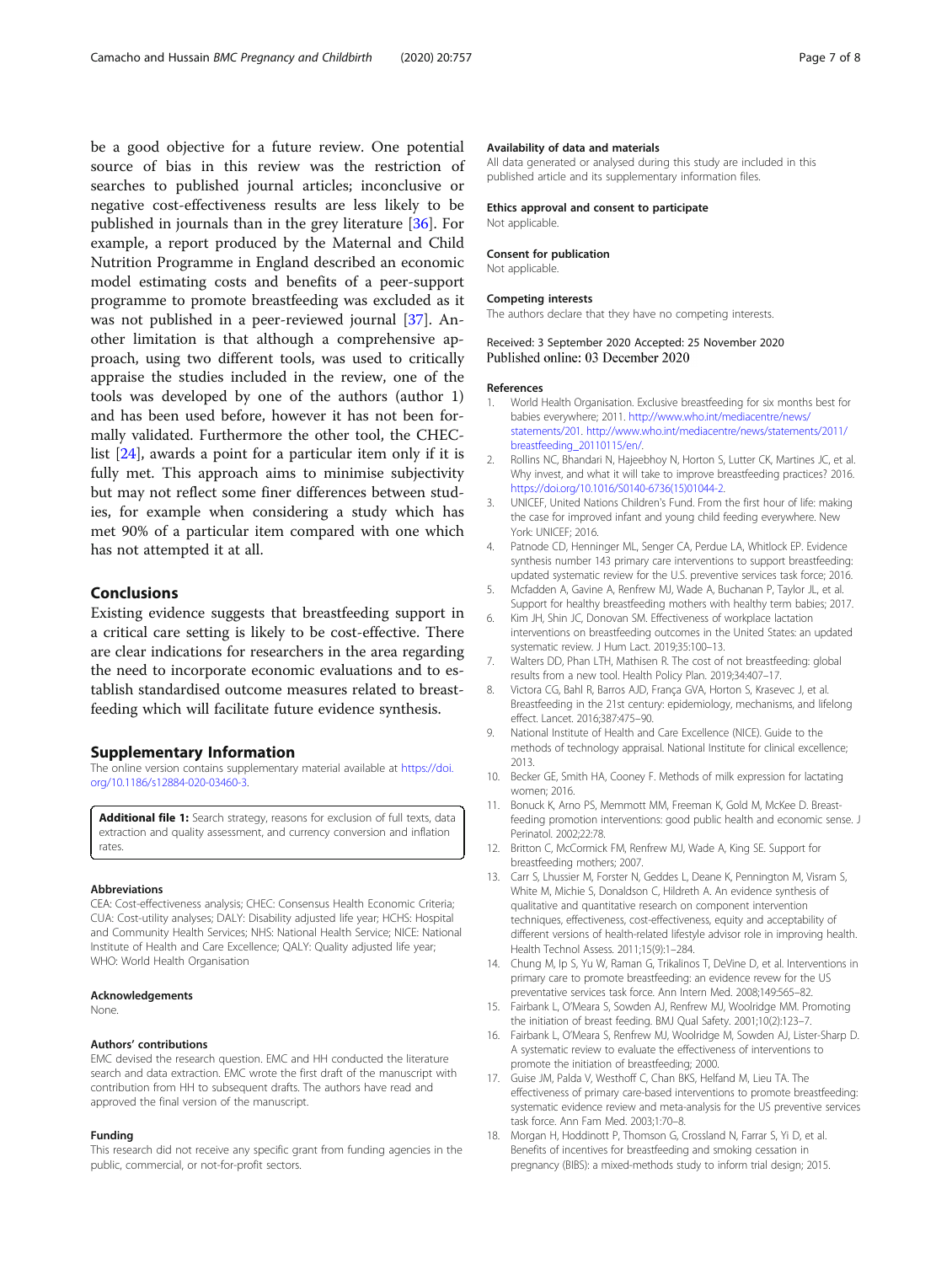be a good objective for a future review. One potential source of bias in this review was the restriction of searches to published journal articles; inconclusive or negative cost-effectiveness results are less likely to be published in journals than in the grey literature [36]. For example, a report produced by the Maternal and Child Nutrition Programme in England described an economic model estimating costs and benefits of a peer-support programme to promote breastfeeding was excluded as it was not published in a peer-reviewed journal [37]. Another limitation is that although a comprehensive approach, using two different tools, was used to critically appraise the studies included in the review, one of the tools was developed by one of the authors (author 1) and has been used before, however it has not been formally validated. Furthermore the other tool, the CHEC-list [24], awards a point for a particular item only if it is fully met. This approach aims to minimise subjectivity but may not reflect some finer differences between studies, for example when considering a study which has met 90% of a particular item compared with one which has not attempted it at all.

## Conclusions

Existing evidence suggests that breastfeeding support in a critical care setting is likely to be cost-effective. There are clear indications for researchers in the area regarding the need to incorporate economic evaluations and to establish standardised outcome measures related to breastfeeding which will facilitate future evidence synthesis.

## Supplementary Information

The online version contains supplementary material available at https://doi.org/10.1186/s12884-020-03460-3.

**Additional file 1:** Search strategy, reasons for exclusion of full texts, data extraction and quality assessment, and currency conversion and inflation rates.

#### Abbreviations

CEA: Cost-effectiveness analysis; CHEC: Consensus Health Economic Criteria; CUA: Cost-utility analyses; DALY: Disability adjusted life year; HCHS: Hospital and Community Health Services; NHS: National Health Service; NICE: National Institute of Health and Care Excellence; QALY: Quality adjusted life year; WHO: World Health Organisation

#### Acknowledgements

None.

#### Authors' contributions

EMC devised the research question. EMC and HH conducted the literature search and data extraction. EMC wrote the first draft of the manuscript with contribution from HH to subsequent drafts. The authors have read and approved the final version of the manuscript.

#### Funding

This research did not receive any specific grant from funding agencies in the public, commercial, or not-for-profit sectors.

#### Availability of data and materials

All data generated or analysed during this study are included in this published article and its supplementary information files.

#### Ethics approval and consent to participate

Not applicable.

#### Consent for publication

Not applicable.

#### Competing interests

The authors declare that they have no competing interests.

Received: 3 September 2020 Accepted: 25 November 2020
Published online: 03 December 2020

#### References

1. World Health Organisation. Exclusive breastfeeding for six months best for babies everywhere; 2011. http://www.who.int/mediacentre/news/statements/201. http://www.who.int/mediacentre/news/statements/2011/breastfeeding_20110115/en/.
2. Rollins NC, Bhandari N, Hajeebhoy N, Horton S, Lutter CK, Martines JC, et al. Why invest, and what it will take to improve breastfeeding practices? 2016. https://doi.org/10.1016/S0140-6736(15)01044-2.
3. UNICEF, United Nations Children's Fund. From the first hour of life: making the case for improved infant and young child feeding everywhere. New York: UNICEF; 2016.
4. Patnode CD, Henninger ML, Senger CA, Perdue LA, Whitlock EP. Evidence synthesis number 143 primary care interventions to support breastfeeding: updated systematic review for the U.S. preventive services task force; 2016.
5. Mcfadden A, Gavine A, Renfrew MJ, Wade A, Buchanan P, Taylor JL, et al. Support for healthy breastfeeding mothers with healthy term babies; 2017.
6. Kim JH, Shin JC, Donovan SM. Effectiveness of workplace lactation interventions on breastfeeding outcomes in the United States: an updated systematic review. J Hum Lact. 2019;35:100–13.
7. Walters DD, Phan LTH, Mathisen R. The cost of not breastfeeding: global results from a new tool. Health Policy Plan. 2019;34:407–17.
8. Victora CG, Bahl R, Barros AJD, França GVA, Horton S, Krasevec J, et al. Breastfeeding in the 21st century: epidemiology, mechanisms, and lifelong effect. Lancet. 2016;387:475–90.
9. National Institute of Health and Care Excellence (NICE). Guide to the methods of technology appraisal. National Institute for clinical excellence; 2013.
10. Becker GE, Smith HA, Cooney F. Methods of milk expression for lactating women; 2016.
11. Bonuck K, Arno PS, Memmott MM, Freeman K, Gold M, McKee D. Breast-feeding promotion interventions: good public health and economic sense. J Perinatol. 2002;22:78.
12. Britton C, McCormick FM, Renfrew MJ, Wade A, King SE. Support for breastfeeding mothers; 2007.
13. Carr S, Lhussier M, Forster N, Geddes L, Deane K, Pennington M, Visram S, White M, Michie S, Donaldson C, Hildreth A. An evidence synthesis of qualitative and quantitative research on component intervention techniques, effectiveness, cost-effectiveness, equity and acceptability of different versions of health-related lifestyle advisor role in improving health. Health Technol Assess. 2011;15(9):1–284.
14. Chung M, Ip S, Yu W, Raman G, Trikalinos T, DeVine D, et al. Interventions in primary care to promote breastfeeding: an evidence revew for the US preventative services task force. Ann Intern Med. 2008;149:565–82.
15. Fairbank L, O'Meara S, Sowden AJ, Renfrew MJ, Woolridge MM. Promoting the initiation of breast feeding. BMJ Qual Safety. 2001;10(2):123–7.
16. Fairbank L, O'Meara S, Renfrew MJ, Woolridge M, Sowden AJ, Lister-Sharp D. A systematic review to evaluate the effectiveness of interventions to promote the initiation of breastfeeding; 2000.
17. Guise JM, Palda V, Westhoff C, Chan BKS, Helfand M, Lieu TA. The effectiveness of primary care-based interventions to promote breastfeeding: systematic evidence review and meta-analysis for the US preventive services task force. Ann Fam Med. 2003;1:70–8.
18. Morgan H, Hoddinott P, Thomson G, Crossland N, Farrar S, Yi D, et al. Benefits of incentives for breastfeeding and smoking cessation in pregnancy (BIBS): a mixed-methods study to inform trial design; 2015.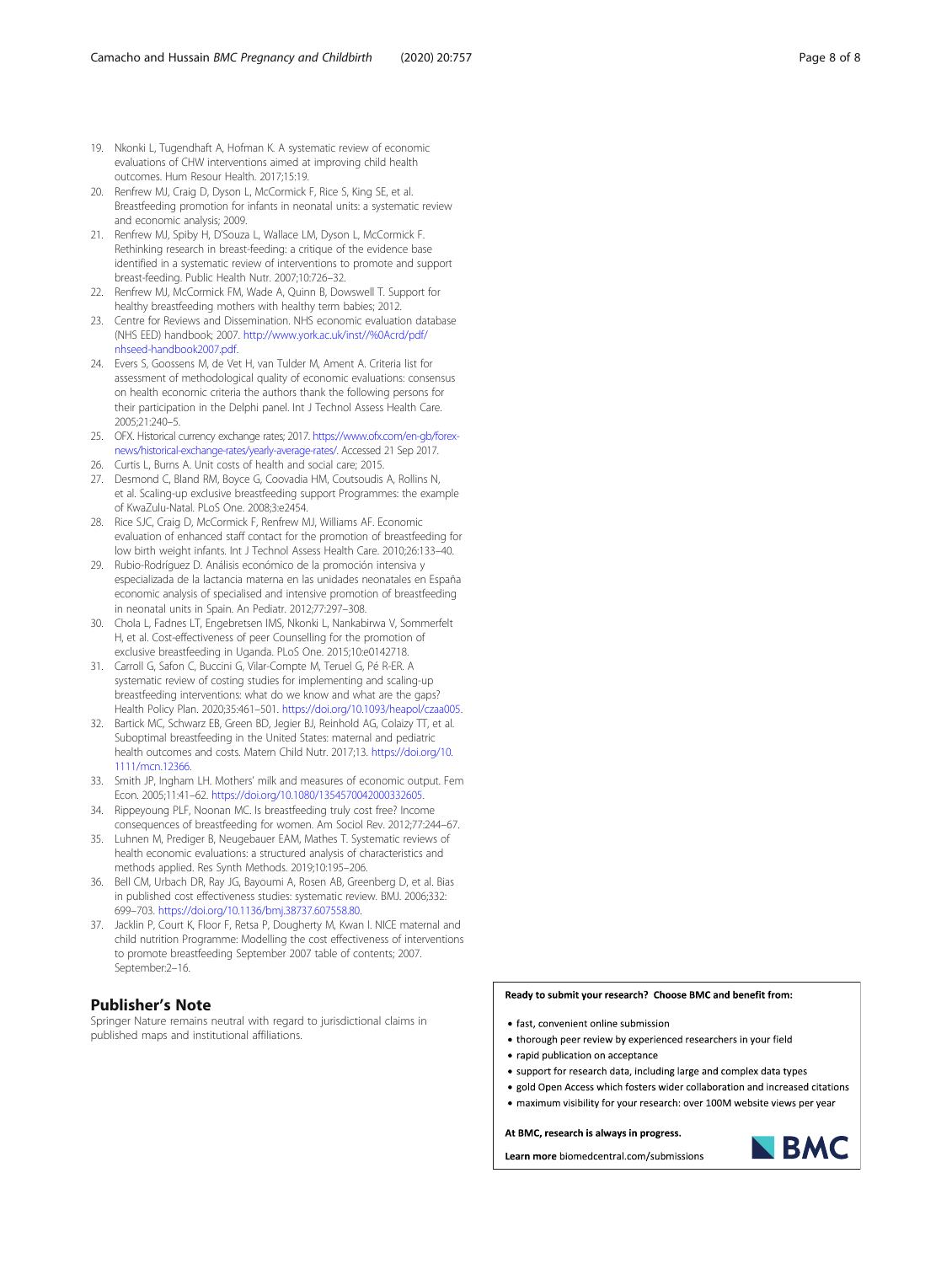19. Nkonki L, Tugendhaft A, Hofman K. A systematic review of economic evaluations of CHW interventions aimed at improving child health outcomes. Hum Resour Health. 2017;15:19.
20. Renfrew MJ, Craig D, Dyson L, McCormick F, Rice S, King SE, et al. Breastfeeding promotion for infants in neonatal units: a systematic review and economic analysis; 2009.
21. Renfrew MJ, Spiby H, D'Souza L, Wallace LM, Dyson L, McCormick F. Rethinking research in breast-feeding: a critique of the evidence base identified in a systematic review of interventions to promote and support breast-feeding. Public Health Nutr. 2007;10:726–32.
22. Renfrew MJ, McCormick FM, Wade A, Quinn B, Dowswell T. Support for healthy breastfeeding mothers with healthy term babies; 2012.
23. Centre for Reviews and Dissemination. NHS economic evaluation database (NHS EED) handbook; 2007. http://www.york.ac.uk/inst//%0Acrd/pdf/nhseed-handbook2007.pdf.
24. Evers S, Goossens M, de Vet H, van Tulder M, Ament A. Criteria list for assessment of methodological quality of economic evaluations: consensus on health economic criteria the authors thank the following persons for their participation in the Delphi panel. Int J Technol Assess Health Care. 2005;21:240–5.
25. OFX. Historical currency exchange rates; 2017. https://www.ofx.com/en-gb/forex-news/historical-exchange-rates/yearly-average-rates/. Accessed 21 Sep 2017.
26. Curtis L, Burns A. Unit costs of health and social care; 2015.
27. Desmond C, Bland RM, Boyce G, Coovadia HM, Coutsoudis A, Rollins N, et al. Scaling-up exclusive breastfeeding support Programmes: the example of KwaZulu-Natal. PLoS One. 2008;3:e2454.
28. Rice SJC, Craig D, McCormick F, Renfrew MJ, Williams AF. Economic evaluation of enhanced staff contact for the promotion of breastfeeding for low birth weight infants. Int J Technol Assess Health Care. 2010;26:133–40.
29. Rubio-Rodríguez D. Análisis económico de la promoción intensiva y especializada de la lactancia materna en las unidades neonatales en España economic analysis of specialised and intensive promotion of breastfeeding in neonatal units in Spain. An Pediatr. 2012;77:297–308.
30. Chola L, Fadnes LT, Engebretsen IMS, Nkonki L, Nankabirwa V, Sommerfelt H, et al. Cost-effectiveness of peer Counselling for the promotion of exclusive breastfeeding in Uganda. PLoS One. 2015;10:e0142718.
31. Carroll G, Safon C, Buccini G, Vilar-Compte M, Teruel G, Pé R-ER. A systematic review of costing studies for implementing and scaling-up breastfeeding interventions: what do we know and what are the gaps? Health Policy Plan. 2020;35:461–501. https://doi.org/10.1093/heapol/czaa005.
32. Bartick MC, Schwarz EB, Green BD, Jegier BJ, Reinhold AG, Colaizy TT, et al. Suboptimal breastfeeding in the United States: maternal and pediatric health outcomes and costs. Matern Child Nutr. 2017;13. https://doi.org/10.1111/mcn.12366.
33. Smith JP, Ingham LH. Mothers' milk and measures of economic output. Fem Econ. 2005;11:41–62. https://doi.org/10.1080/1354570042000332605.
34. Rippeyoung PLF, Noonan MC. Is breastfeeding truly cost free? Income consequences of breastfeeding for women. Am Sociol Rev. 2012;77:244–67.
35. Luhnen M, Prediger B, Neugebauer EAM, Mathes T. Systematic reviews of health economic evaluations: a structured analysis of characteristics and methods applied. Res Synth Methods. 2019;10:195–206.
36. Bell CM, Urbach DR, Ray JG, Bayoumi A, Rosen AB, Greenberg D, et al. Bias in published cost effectiveness studies: systematic review. BMJ. 2006;332:699–703. https://doi.org/10.1136/bmj.38737.607558.80.
37. Jacklin P, Court K, Floor F, Retsa P, Dougherty M, Kwan I. NICE maternal and child nutrition Programme: Modelling the cost effectiveness of interventions to promote breastfeeding September 2007 table of contents; 2007. September:2–16.

## Publisher's Note

Springer Nature remains neutral with regard to jurisdictional claims in published maps and institutional affiliations.

**Ready to submit your research? Choose BMC and benefit from:**

- fast, convenient online submission
- thorough peer review by experienced researchers in your field
- rapid publication on acceptance
- support for research data, including large and complex data types
- gold Open Access which fosters wider collaboration and increased citations
- maximum visibility for your research: over 100M website views per year

**At BMC, research is always in progress.**

**Learn more** biomedcentral.com/submissions

BMC